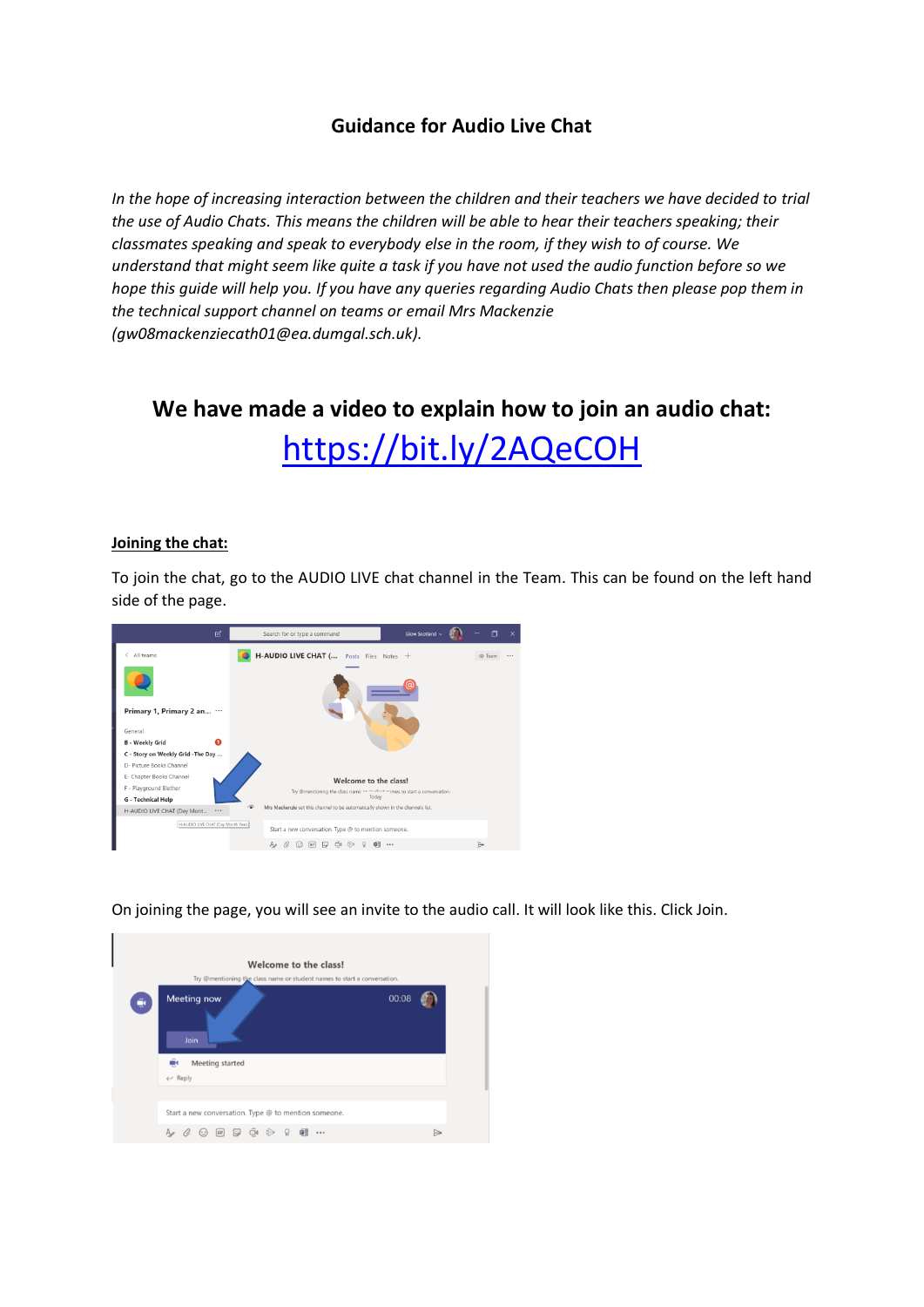# Guidance for Audio Live Chat

*In the hope of increasing interaction between the children and their teachers we have decided to trial the use of Audio Chats. This means the children will be able to hear their teachers speaking; their classmates speaking and speak to everybody else in the room, if they wish to of course. We understand that might seem like quite a task if you have not used the audio function before so we hope this guide will help you. If you have any queries regarding Audio Chats then please pop them in the technical support channel on teams or email Mrs Mackenzie (gw08mackenziecath01@ea.dumgal.sch.uk).*

## We have made a video to explain how to join an audio chat: https://bit.ly/2AQeCOH

**Joining the chat:**

To join the chat, go to the AUDIO LIVE chat channel in the Team. This can be found on the left hand side of the page.

On joining the page, you will see an invite to the audio call. It will look like this. Click Join.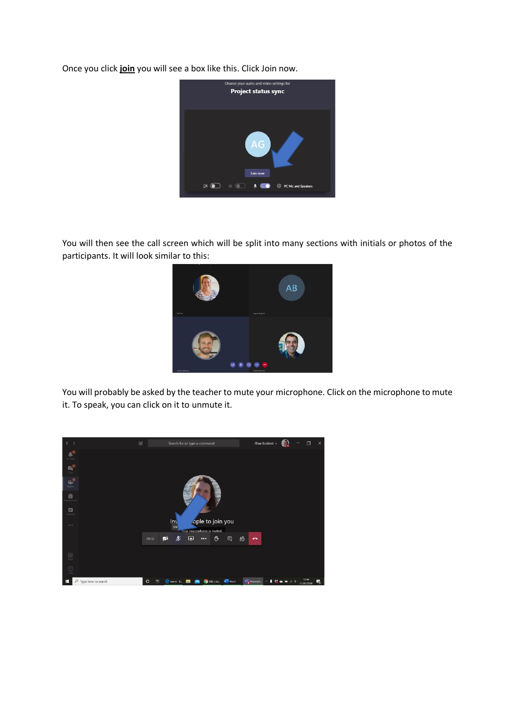Once you click **join** you will see a box like this. Click Join now.

You will then see the call screen which will be split into many sections with initials or photos of the participants. It will look similar to this:

You will probably be asked by the teacher to mute your microphone. Click on the microphone to mute it. To speak, you can click on it to unmute it.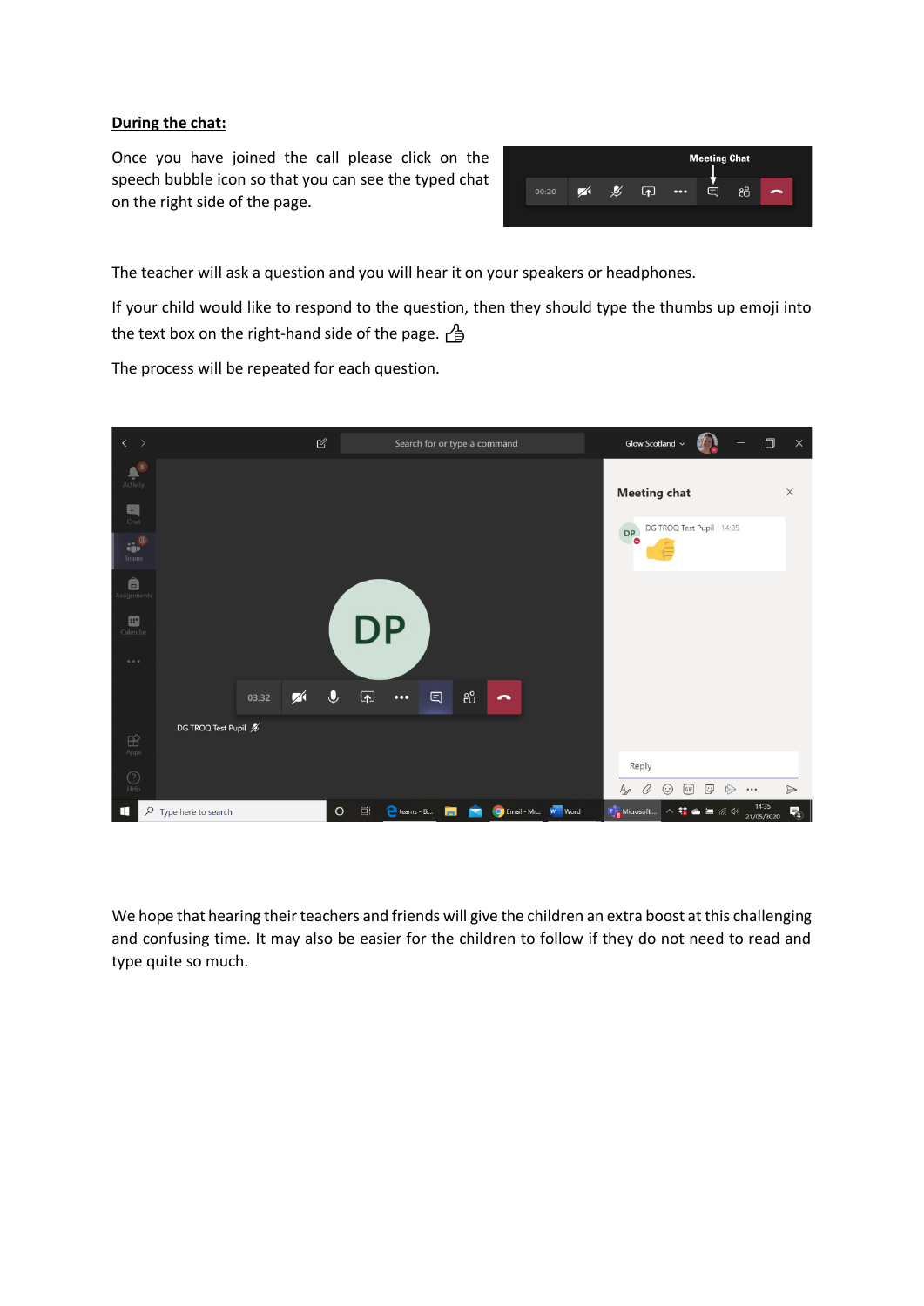**During the chat:**

Once you have joined the call please click on the speech bubble icon so that you can see the typed chat on the right side of the page.

The teacher will ask a question and you will hear it on your speakers or headphones.

If your child would like to respond to the question, then they should type the thumbs up emoji into the text box on the right-hand side of the page. 👍

The process will be repeated for each question.

We hope that hearing their teachers and friends will give the children an extra boost at this challenging and confusing time. It may also be easier for the children to follow if they do not need to read and type quite so much.